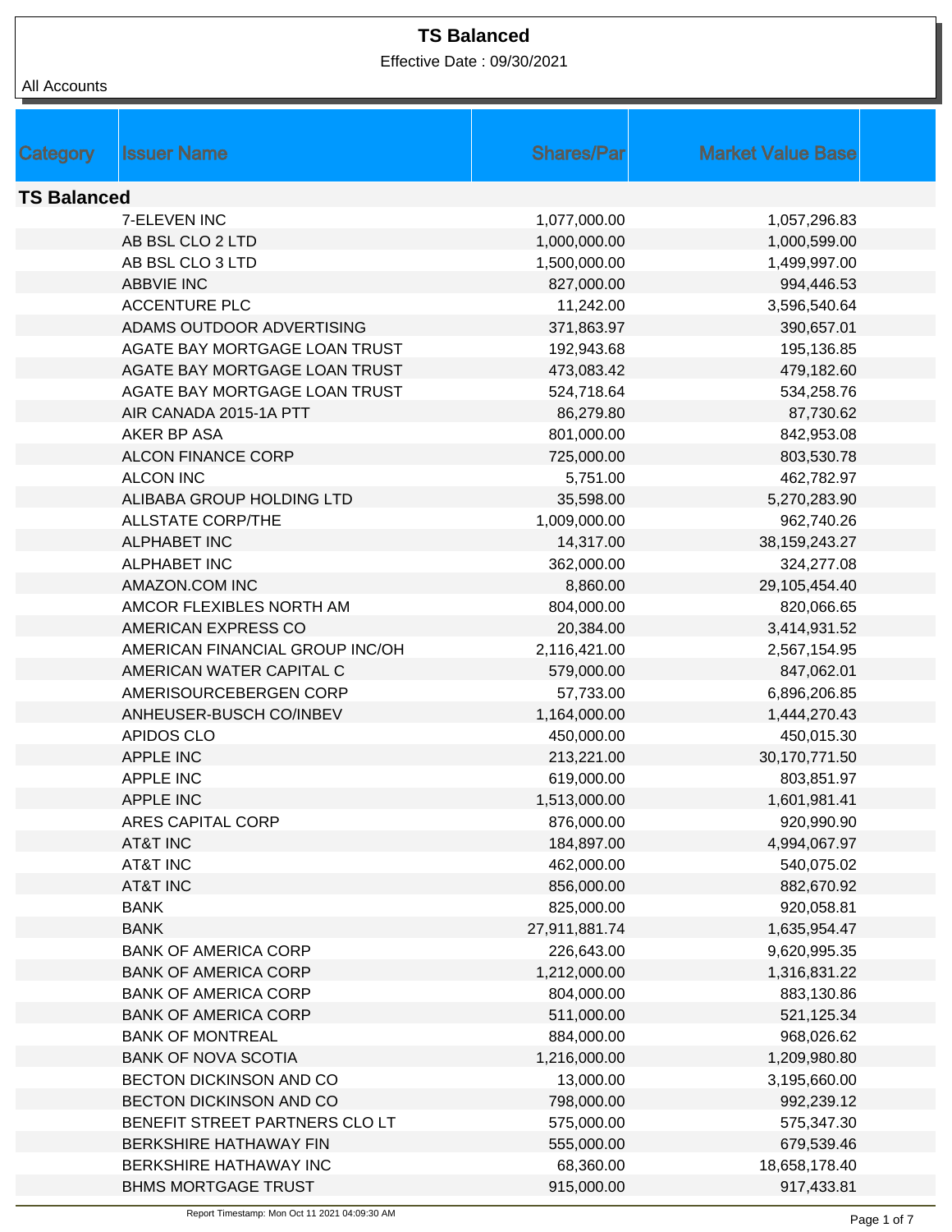# TS Balanced

Effective Date : 09/30/2021

All Accounts

| Category | Issuer Name | Shares/Par | Market Value Base |
|---|---|---|---|
| **TS Balanced** | | | |
| | 7-ELEVEN INC | 1,077,000.00 | 1,057,296.83 |
| | AB BSL CLO 2 LTD | 1,000,000.00 | 1,000,599.00 |
| | AB BSL CLO 3 LTD | 1,500,000.00 | 1,499,997.00 |
| | ABBVIE INC | 827,000.00 | 994,446.53 |
| | ACCENTURE PLC | 11,242.00 | 3,596,540.64 |
| | ADAMS OUTDOOR ADVERTISING | 371,863.97 | 390,657.01 |
| | AGATE BAY MORTGAGE LOAN TRUST | 192,943.68 | 195,136.85 |
| | AGATE BAY MORTGAGE LOAN TRUST | 473,083.42 | 479,182.60 |
| | AGATE BAY MORTGAGE LOAN TRUST | 524,718.64 | 534,258.76 |
| | AIR CANADA 2015-1A PTT | 86,279.80 | 87,730.62 |
| | AKER BP ASA | 801,000.00 | 842,953.08 |
| | ALCON FINANCE CORP | 725,000.00 | 803,530.78 |
| | ALCON INC | 5,751.00 | 462,782.97 |
| | ALIBABA GROUP HOLDING LTD | 35,598.00 | 5,270,283.90 |
| | ALLSTATE CORP/THE | 1,009,000.00 | 962,740.26 |
| | ALPHABET INC | 14,317.00 | 38,159,243.27 |
| | ALPHABET INC | 362,000.00 | 324,277.08 |
| | AMAZON.COM INC | 8,860.00 | 29,105,454.40 |
| | AMCOR FLEXIBLES NORTH AM | 804,000.00 | 820,066.65 |
| | AMERICAN EXPRESS CO | 20,384.00 | 3,414,931.52 |
| | AMERICAN FINANCIAL GROUP INC/OH | 2,116,421.00 | 2,567,154.95 |
| | AMERICAN WATER CAPITAL C | 579,000.00 | 847,062.01 |
| | AMERISOURCEBERGEN CORP | 57,733.00 | 6,896,206.85 |
| | ANHEUSER-BUSCH CO/INBEV | 1,164,000.00 | 1,444,270.43 |
| | APIDOS CLO | 450,000.00 | 450,015.30 |
| | APPLE INC | 213,221.00 | 30,170,771.50 |
| | APPLE INC | 619,000.00 | 803,851.97 |
| | APPLE INC | 1,513,000.00 | 1,601,981.41 |
| | ARES CAPITAL CORP | 876,000.00 | 920,990.90 |
| | AT&T INC | 184,897.00 | 4,994,067.97 |
| | AT&T INC | 462,000.00 | 540,075.02 |
| | AT&T INC | 856,000.00 | 882,670.92 |
| | BANK | 825,000.00 | 920,058.81 |
| | BANK | 27,911,881.74 | 1,635,954.47 |
| | BANK OF AMERICA CORP | 226,643.00 | 9,620,995.35 |
| | BANK OF AMERICA CORP | 1,212,000.00 | 1,316,831.22 |
| | BANK OF AMERICA CORP | 804,000.00 | 883,130.86 |
| | BANK OF AMERICA CORP | 511,000.00 | 521,125.34 |
| | BANK OF MONTREAL | 884,000.00 | 968,026.62 |
| | BANK OF NOVA SCOTIA | 1,216,000.00 | 1,209,980.80 |
| | BECTON DICKINSON AND CO | 13,000.00 | 3,195,660.00 |
| | BECTON DICKINSON AND CO | 798,000.00 | 992,239.12 |
| | BENEFIT STREET PARTNERS CLO LT | 575,000.00 | 575,347.30 |
| | BERKSHIRE HATHAWAY FIN | 555,000.00 | 679,539.46 |
| | BERKSHIRE HATHAWAY INC | 68,360.00 | 18,658,178.40 |
| | BHMS MORTGAGE TRUST | 915,000.00 | 917,433.81 |

Report Timestamp: Mon Oct 11 2021 04:09:30 AM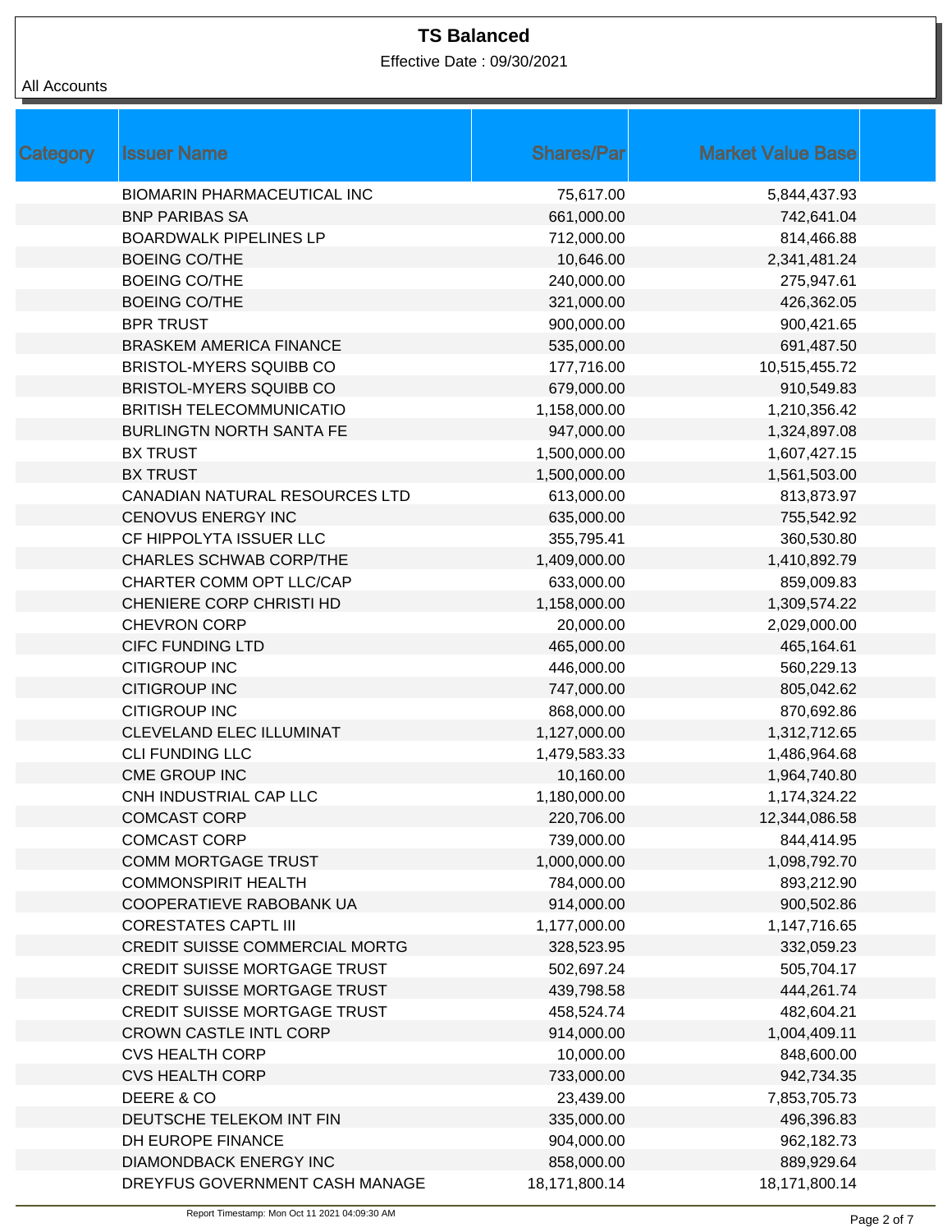# TS Balanced

Effective Date : 09/30/2021

All Accounts

| Category | Issuer Name | Shares/Par | Market Value Base |
|---|---|---|---|
| | BIOMARIN PHARMACEUTICAL INC | 75,617.00 | 5,844,437.93 |
| | BNP PARIBAS SA | 661,000.00 | 742,641.04 |
| | BOARDWALK PIPELINES LP | 712,000.00 | 814,466.88 |
| | BOEING CO/THE | 10,646.00 | 2,341,481.24 |
| | BOEING CO/THE | 240,000.00 | 275,947.61 |
| | BOEING CO/THE | 321,000.00 | 426,362.05 |
| | BPR TRUST | 900,000.00 | 900,421.65 |
| | BRASKEM AMERICA FINANCE | 535,000.00 | 691,487.50 |
| | BRISTOL-MYERS SQUIBB CO | 177,716.00 | 10,515,455.72 |
| | BRISTOL-MYERS SQUIBB CO | 679,000.00 | 910,549.83 |
| | BRITISH TELECOMMUNICATIO | 1,158,000.00 | 1,210,356.42 |
| | BURLINGTN NORTH SANTA FE | 947,000.00 | 1,324,897.08 |
| | BX TRUST | 1,500,000.00 | 1,607,427.15 |
| | BX TRUST | 1,500,000.00 | 1,561,503.00 |
| | CANADIAN NATURAL RESOURCES LTD | 613,000.00 | 813,873.97 |
| | CENOVUS ENERGY INC | 635,000.00 | 755,542.92 |
| | CF HIPPOLYTA ISSUER LLC | 355,795.41 | 360,530.80 |
| | CHARLES SCHWAB CORP/THE | 1,409,000.00 | 1,410,892.79 |
| | CHARTER COMM OPT LLC/CAP | 633,000.00 | 859,009.83 |
| | CHENIERE CORP CHRISTI HD | 1,158,000.00 | 1,309,574.22 |
| | CHEVRON CORP | 20,000.00 | 2,029,000.00 |
| | CIFC FUNDING LTD | 465,000.00 | 465,164.61 |
| | CITIGROUP INC | 446,000.00 | 560,229.13 |
| | CITIGROUP INC | 747,000.00 | 805,042.62 |
| | CITIGROUP INC | 868,000.00 | 870,692.86 |
| | CLEVELAND ELEC ILLUMINAT | 1,127,000.00 | 1,312,712.65 |
| | CLI FUNDING LLC | 1,479,583.33 | 1,486,964.68 |
| | CME GROUP INC | 10,160.00 | 1,964,740.80 |
| | CNH INDUSTRIAL CAP LLC | 1,180,000.00 | 1,174,324.22 |
| | COMCAST CORP | 220,706.00 | 12,344,086.58 |
| | COMCAST CORP | 739,000.00 | 844,414.95 |
| | COMM MORTGAGE TRUST | 1,000,000.00 | 1,098,792.70 |
| | COMMONSPIRIT HEALTH | 784,000.00 | 893,212.90 |
| | COOPERATIEVE RABOBANK UA | 914,000.00 | 900,502.86 |
| | CORESTATES CAPTL III | 1,177,000.00 | 1,147,716.65 |
| | CREDIT SUISSE COMMERCIAL MORTG | 328,523.95 | 332,059.23 |
| | CREDIT SUISSE MORTGAGE TRUST | 502,697.24 | 505,704.17 |
| | CREDIT SUISSE MORTGAGE TRUST | 439,798.58 | 444,261.74 |
| | CREDIT SUISSE MORTGAGE TRUST | 458,524.74 | 482,604.21 |
| | CROWN CASTLE INTL CORP | 914,000.00 | 1,004,409.11 |
| | CVS HEALTH CORP | 10,000.00 | 848,600.00 |
| | CVS HEALTH CORP | 733,000.00 | 942,734.35 |
| | DEERE & CO | 23,439.00 | 7,853,705.73 |
| | DEUTSCHE TELEKOM INT FIN | 335,000.00 | 496,396.83 |
| | DH EUROPE FINANCE | 904,000.00 | 962,182.73 |
| | DIAMONDBACK ENERGY INC | 858,000.00 | 889,929.64 |
| | DREYFUS GOVERNMENT CASH MANAGE | 18,171,800.14 | 18,171,800.14 |

Report Timestamp: Mon Oct 11 2021 04:09:30 AM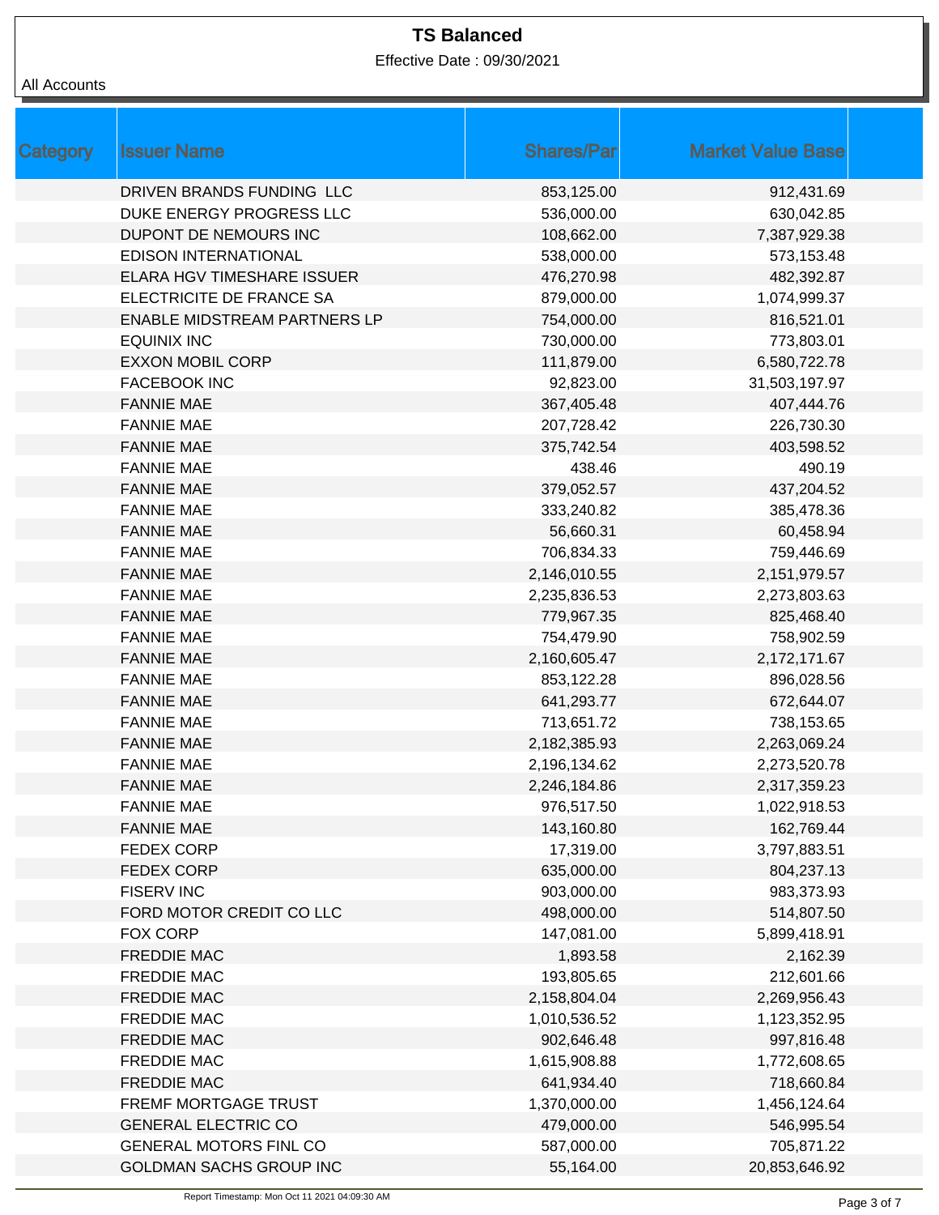# TS Balanced

Effective Date : 09/30/2021

All Accounts

| Category | Issuer Name | Shares/Par | Market Value Base |
|---|---|---|---|
| | DRIVEN BRANDS FUNDING LLC | 853,125.00 | 912,431.69 |
| | DUKE ENERGY PROGRESS LLC | 536,000.00 | 630,042.85 |
| | DUPONT DE NEMOURS INC | 108,662.00 | 7,387,929.38 |
| | EDISON INTERNATIONAL | 538,000.00 | 573,153.48 |
| | ELARA HGV TIMESHARE ISSUER | 476,270.98 | 482,392.87 |
| | ELECTRICITE DE FRANCE SA | 879,000.00 | 1,074,999.37 |
| | ENABLE MIDSTREAM PARTNERS LP | 754,000.00 | 816,521.01 |
| | EQUINIX INC | 730,000.00 | 773,803.01 |
| | EXXON MOBIL CORP | 111,879.00 | 6,580,722.78 |
| | FACEBOOK INC | 92,823.00 | 31,503,197.97 |
| | FANNIE MAE | 367,405.48 | 407,444.76 |
| | FANNIE MAE | 207,728.42 | 226,730.30 |
| | FANNIE MAE | 375,742.54 | 403,598.52 |
| | FANNIE MAE | 438.46 | 490.19 |
| | FANNIE MAE | 379,052.57 | 437,204.52 |
| | FANNIE MAE | 333,240.82 | 385,478.36 |
| | FANNIE MAE | 56,660.31 | 60,458.94 |
| | FANNIE MAE | 706,834.33 | 759,446.69 |
| | FANNIE MAE | 2,146,010.55 | 2,151,979.57 |
| | FANNIE MAE | 2,235,836.53 | 2,273,803.63 |
| | FANNIE MAE | 779,967.35 | 825,468.40 |
| | FANNIE MAE | 754,479.90 | 758,902.59 |
| | FANNIE MAE | 2,160,605.47 | 2,172,171.67 |
| | FANNIE MAE | 853,122.28 | 896,028.56 |
| | FANNIE MAE | 641,293.77 | 672,644.07 |
| | FANNIE MAE | 713,651.72 | 738,153.65 |
| | FANNIE MAE | 2,182,385.93 | 2,263,069.24 |
| | FANNIE MAE | 2,196,134.62 | 2,273,520.78 |
| | FANNIE MAE | 2,246,184.86 | 2,317,359.23 |
| | FANNIE MAE | 976,517.50 | 1,022,918.53 |
| | FANNIE MAE | 143,160.80 | 162,769.44 |
| | FEDEX CORP | 17,319.00 | 3,797,883.51 |
| | FEDEX CORP | 635,000.00 | 804,237.13 |
| | FISERV INC | 903,000.00 | 983,373.93 |
| | FORD MOTOR CREDIT CO LLC | 498,000.00 | 514,807.50 |
| | FOX CORP | 147,081.00 | 5,899,418.91 |
| | FREDDIE MAC | 1,893.58 | 2,162.39 |
| | FREDDIE MAC | 193,805.65 | 212,601.66 |
| | FREDDIE MAC | 2,158,804.04 | 2,269,956.43 |
| | FREDDIE MAC | 1,010,536.52 | 1,123,352.95 |
| | FREDDIE MAC | 902,646.48 | 997,816.48 |
| | FREDDIE MAC | 1,615,908.88 | 1,772,608.65 |
| | FREDDIE MAC | 641,934.40 | 718,660.84 |
| | FREMF MORTGAGE TRUST | 1,370,000.00 | 1,456,124.64 |
| | GENERAL ELECTRIC CO | 479,000.00 | 546,995.54 |
| | GENERAL MOTORS FINL CO | 587,000.00 | 705,871.22 |
| | GOLDMAN SACHS GROUP INC | 55,164.00 | 20,853,646.92 |

Report Timestamp: Mon Oct 11 2021 04:09:30 AM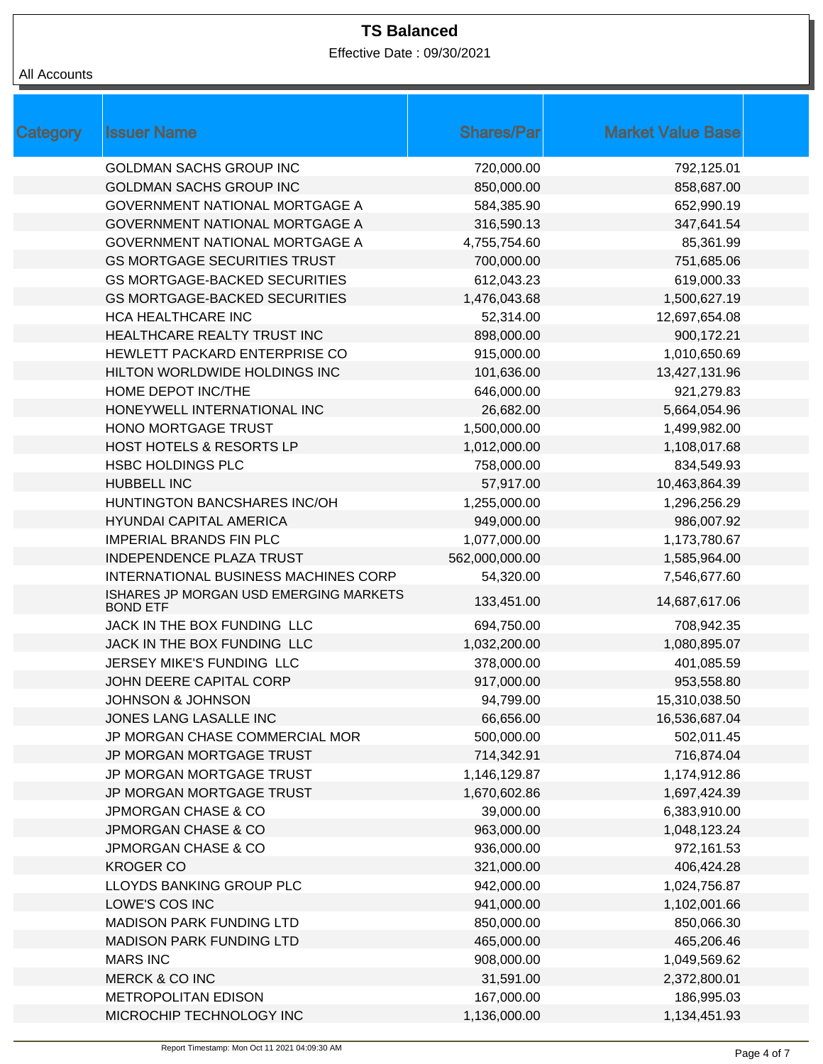# TS Balanced

Effective Date : 09/30/2021

All Accounts

| Category | Issuer Name | Shares/Par | Market Value Base | |
|---|---|---|---|---|
| | GOLDMAN SACHS GROUP INC | 720,000.00 | 792,125.01 | |
| | GOLDMAN SACHS GROUP INC | 850,000.00 | 858,687.00 | |
| | GOVERNMENT NATIONAL MORTGAGE A | 584,385.90 | 652,990.19 | |
| | GOVERNMENT NATIONAL MORTGAGE A | 316,590.13 | 347,641.54 | |
| | GOVERNMENT NATIONAL MORTGAGE A | 4,755,754.60 | 85,361.99 | |
| | GS MORTGAGE SECURITIES TRUST | 700,000.00 | 751,685.06 | |
| | GS MORTGAGE-BACKED SECURITIES | 612,043.23 | 619,000.33 | |
| | GS MORTGAGE-BACKED SECURITIES | 1,476,043.68 | 1,500,627.19 | |
| | HCA HEALTHCARE INC | 52,314.00 | 12,697,654.08 | |
| | HEALTHCARE REALTY TRUST INC | 898,000.00 | 900,172.21 | |
| | HEWLETT PACKARD ENTERPRISE CO | 915,000.00 | 1,010,650.69 | |
| | HILTON WORLDWIDE HOLDINGS INC | 101,636.00 | 13,427,131.96 | |
| | HOME DEPOT INC/THE | 646,000.00 | 921,279.83 | |
| | HONEYWELL INTERNATIONAL INC | 26,682.00 | 5,664,054.96 | |
| | HONO MORTGAGE TRUST | 1,500,000.00 | 1,499,982.00 | |
| | HOST HOTELS & RESORTS LP | 1,012,000.00 | 1,108,017.68 | |
| | HSBC HOLDINGS PLC | 758,000.00 | 834,549.93 | |
| | HUBBELL INC | 57,917.00 | 10,463,864.39 | |
| | HUNTINGTON BANCSHARES INC/OH | 1,255,000.00 | 1,296,256.29 | |
| | HYUNDAI CAPITAL AMERICA | 949,000.00 | 986,007.92 | |
| | IMPERIAL BRANDS FIN PLC | 1,077,000.00 | 1,173,780.67 | |
| | INDEPENDENCE PLAZA TRUST | 562,000,000.00 | 1,585,964.00 | |
| | INTERNATIONAL BUSINESS MACHINES CORP | 54,320.00 | 7,546,677.60 | |
| | ISHARES JP MORGAN USD EMERGING MARKETS BOND ETF | 133,451.00 | 14,687,617.06 | |
| | JACK IN THE BOX FUNDING LLC | 694,750.00 | 708,942.35 | |
| | JACK IN THE BOX FUNDING LLC | 1,032,200.00 | 1,080,895.07 | |
| | JERSEY MIKE'S FUNDING LLC | 378,000.00 | 401,085.59 | |
| | JOHN DEERE CAPITAL CORP | 917,000.00 | 953,558.80 | |
| | JOHNSON & JOHNSON | 94,799.00 | 15,310,038.50 | |
| | JONES LANG LASALLE INC | 66,656.00 | 16,536,687.04 | |
| | JP MORGAN CHASE COMMERCIAL MOR | 500,000.00 | 502,011.45 | |
| | JP MORGAN MORTGAGE TRUST | 714,342.91 | 716,874.04 | |
| | JP MORGAN MORTGAGE TRUST | 1,146,129.87 | 1,174,912.86 | |
| | JP MORGAN MORTGAGE TRUST | 1,670,602.86 | 1,697,424.39 | |
| | JPMORGAN CHASE & CO | 39,000.00 | 6,383,910.00 | |
| | JPMORGAN CHASE & CO | 963,000.00 | 1,048,123.24 | |
| | JPMORGAN CHASE & CO | 936,000.00 | 972,161.53 | |
| | KROGER CO | 321,000.00 | 406,424.28 | |
| | LLOYDS BANKING GROUP PLC | 942,000.00 | 1,024,756.87 | |
| | LOWE'S COS INC | 941,000.00 | 1,102,001.66 | |
| | MADISON PARK FUNDING LTD | 850,000.00 | 850,066.30 | |
| | MADISON PARK FUNDING LTD | 465,000.00 | 465,206.46 | |
| | MARS INC | 908,000.00 | 1,049,569.62 | |
| | MERCK & CO INC | 31,591.00 | 2,372,800.01 | |
| | METROPOLITAN EDISON | 167,000.00 | 186,995.03 | |
| | MICROCHIP TECHNOLOGY INC | 1,136,000.00 | 1,134,451.93 | |

Report Timestamp: Mon Oct 11 2021 04:09:30 AM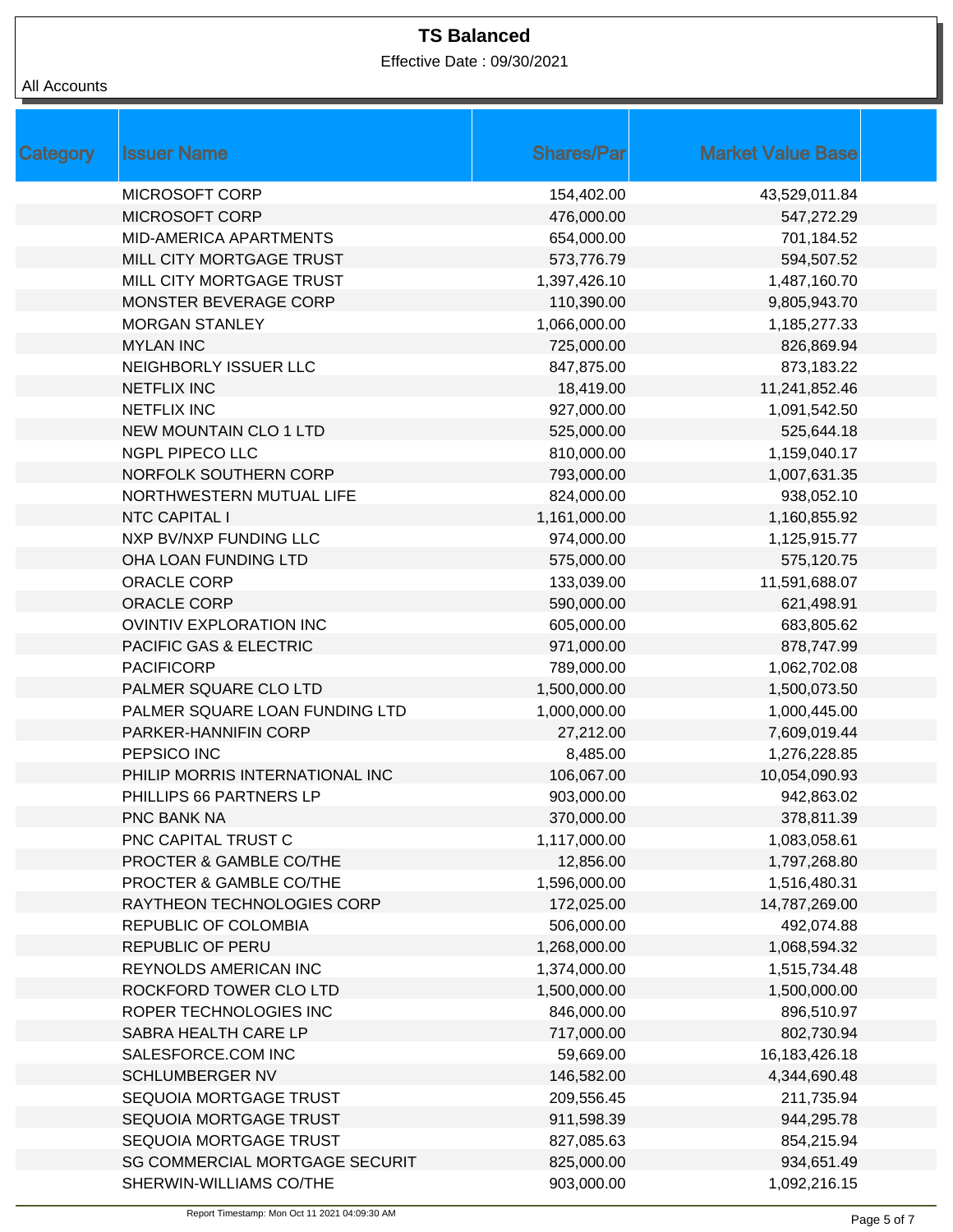**TS Balanced**

Effective Date : 09/30/2021

All Accounts

| Category | Issuer Name | Shares/Par | Market Value Base |
| --- | --- | --- | --- |
| | MICROSOFT CORP | 154,402.00 | 43,529,011.84 |
| | MICROSOFT CORP | 476,000.00 | 547,272.29 |
| | MID-AMERICA APARTMENTS | 654,000.00 | 701,184.52 |
| | MILL CITY MORTGAGE TRUST | 573,776.79 | 594,507.52 |
| | MILL CITY MORTGAGE TRUST | 1,397,426.10 | 1,487,160.70 |
| | MONSTER BEVERAGE CORP | 110,390.00 | 9,805,943.70 |
| | MORGAN STANLEY | 1,066,000.00 | 1,185,277.33 |
| | MYLAN INC | 725,000.00 | 826,869.94 |
| | NEIGHBORLY ISSUER LLC | 847,875.00 | 873,183.22 |
| | NETFLIX INC | 18,419.00 | 11,241,852.46 |
| | NETFLIX INC | 927,000.00 | 1,091,542.50 |
| | NEW MOUNTAIN CLO 1 LTD | 525,000.00 | 525,644.18 |
| | NGPL PIPECO LLC | 810,000.00 | 1,159,040.17 |
| | NORFOLK SOUTHERN CORP | 793,000.00 | 1,007,631.35 |
| | NORTHWESTERN MUTUAL LIFE | 824,000.00 | 938,052.10 |
| | NTC CAPITAL I | 1,161,000.00 | 1,160,855.92 |
| | NXP BV/NXP FUNDING LLC | 974,000.00 | 1,125,915.77 |
| | OHA LOAN FUNDING LTD | 575,000.00 | 575,120.75 |
| | ORACLE CORP | 133,039.00 | 11,591,688.07 |
| | ORACLE CORP | 590,000.00 | 621,498.91 |
| | OVINTIV EXPLORATION INC | 605,000.00 | 683,805.62 |
| | PACIFIC GAS & ELECTRIC | 971,000.00 | 878,747.99 |
| | PACIFICORP | 789,000.00 | 1,062,702.08 |
| | PALMER SQUARE CLO LTD | 1,500,000.00 | 1,500,073.50 |
| | PALMER SQUARE LOAN FUNDING LTD | 1,000,000.00 | 1,000,445.00 |
| | PARKER-HANNIFIN CORP | 27,212.00 | 7,609,019.44 |
| | PEPSICO INC | 8,485.00 | 1,276,228.85 |
| | PHILIP MORRIS INTERNATIONAL INC | 106,067.00 | 10,054,090.93 |
| | PHILLIPS 66 PARTNERS LP | 903,000.00 | 942,863.02 |
| | PNC BANK NA | 370,000.00 | 378,811.39 |
| | PNC CAPITAL TRUST C | 1,117,000.00 | 1,083,058.61 |
| | PROCTER & GAMBLE CO/THE | 12,856.00 | 1,797,268.80 |
| | PROCTER & GAMBLE CO/THE | 1,596,000.00 | 1,516,480.31 |
| | RAYTHEON TECHNOLOGIES CORP | 172,025.00 | 14,787,269.00 |
| | REPUBLIC OF COLOMBIA | 506,000.00 | 492,074.88 |
| | REPUBLIC OF PERU | 1,268,000.00 | 1,068,594.32 |
| | REYNOLDS AMERICAN INC | 1,374,000.00 | 1,515,734.48 |
| | ROCKFORD TOWER CLO LTD | 1,500,000.00 | 1,500,000.00 |
| | ROPER TECHNOLOGIES INC | 846,000.00 | 896,510.97 |
| | SABRA HEALTH CARE LP | 717,000.00 | 802,730.94 |
| | SALESFORCE.COM INC | 59,669.00 | 16,183,426.18 |
| | SCHLUMBERGER NV | 146,582.00 | 4,344,690.48 |
| | SEQUOIA MORTGAGE TRUST | 209,556.45 | 211,735.94 |
| | SEQUOIA MORTGAGE TRUST | 911,598.39 | 944,295.78 |
| | SEQUOIA MORTGAGE TRUST | 827,085.63 | 854,215.94 |
| | SG COMMERCIAL MORTGAGE SECURIT | 825,000.00 | 934,651.49 |
| | SHERWIN-WILLIAMS CO/THE | 903,000.00 | 1,092,216.15 |

Report Timestamp: Mon Oct 11 2021 04:09:30 AM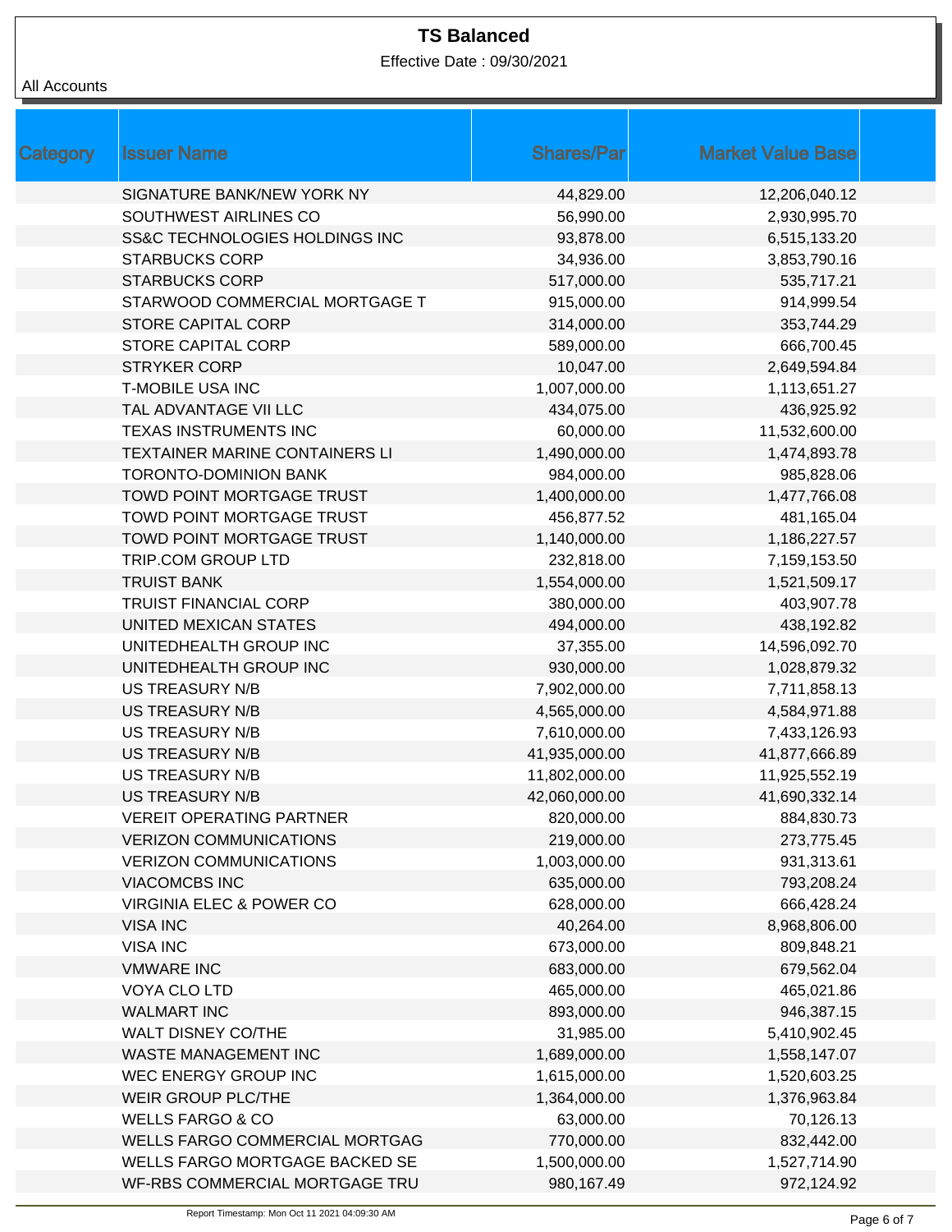# TS Balanced

Effective Date : 09/30/2021

All Accounts

| Category | Issuer Name | Shares/Par | Market Value Base |
|---|---|---|---|
| | SIGNATURE BANK/NEW YORK NY | 44,829.00 | 12,206,040.12 |
| | SOUTHWEST AIRLINES CO | 56,990.00 | 2,930,995.70 |
| | SS&C TECHNOLOGIES HOLDINGS INC | 93,878.00 | 6,515,133.20 |
| | STARBUCKS CORP | 34,936.00 | 3,853,790.16 |
| | STARBUCKS CORP | 517,000.00 | 535,717.21 |
| | STARWOOD COMMERCIAL MORTGAGE T | 915,000.00 | 914,999.54 |
| | STORE CAPITAL CORP | 314,000.00 | 353,744.29 |
| | STORE CAPITAL CORP | 589,000.00 | 666,700.45 |
| | STRYKER CORP | 10,047.00 | 2,649,594.84 |
| | T-MOBILE USA INC | 1,007,000.00 | 1,113,651.27 |
| | TAL ADVANTAGE VII LLC | 434,075.00 | 436,925.92 |
| | TEXAS INSTRUMENTS INC | 60,000.00 | 11,532,600.00 |
| | TEXTAINER MARINE CONTAINERS LI | 1,490,000.00 | 1,474,893.78 |
| | TORONTO-DOMINION BANK | 984,000.00 | 985,828.06 |
| | TOWD POINT MORTGAGE TRUST | 1,400,000.00 | 1,477,766.08 |
| | TOWD POINT MORTGAGE TRUST | 456,877.52 | 481,165.04 |
| | TOWD POINT MORTGAGE TRUST | 1,140,000.00 | 1,186,227.57 |
| | TRIP.COM GROUP LTD | 232,818.00 | 7,159,153.50 |
| | TRUIST BANK | 1,554,000.00 | 1,521,509.17 |
| | TRUIST FINANCIAL CORP | 380,000.00 | 403,907.78 |
| | UNITED MEXICAN STATES | 494,000.00 | 438,192.82 |
| | UNITEDHEALTH GROUP INC | 37,355.00 | 14,596,092.70 |
| | UNITEDHEALTH GROUP INC | 930,000.00 | 1,028,879.32 |
| | US TREASURY N/B | 7,902,000.00 | 7,711,858.13 |
| | US TREASURY N/B | 4,565,000.00 | 4,584,971.88 |
| | US TREASURY N/B | 7,610,000.00 | 7,433,126.93 |
| | US TREASURY N/B | 41,935,000.00 | 41,877,666.89 |
| | US TREASURY N/B | 11,802,000.00 | 11,925,552.19 |
| | US TREASURY N/B | 42,060,000.00 | 41,690,332.14 |
| | VEREIT OPERATING PARTNER | 820,000.00 | 884,830.73 |
| | VERIZON COMMUNICATIONS | 219,000.00 | 273,775.45 |
| | VERIZON COMMUNICATIONS | 1,003,000.00 | 931,313.61 |
| | VIACOMCBS INC | 635,000.00 | 793,208.24 |
| | VIRGINIA ELEC & POWER CO | 628,000.00 | 666,428.24 |
| | VISA INC | 40,264.00 | 8,968,806.00 |
| | VISA INC | 673,000.00 | 809,848.21 |
| | VMWARE INC | 683,000.00 | 679,562.04 |
| | VOYA CLO LTD | 465,000.00 | 465,021.86 |
| | WALMART INC | 893,000.00 | 946,387.15 |
| | WALT DISNEY CO/THE | 31,985.00 | 5,410,902.45 |
| | WASTE MANAGEMENT INC | 1,689,000.00 | 1,558,147.07 |
| | WEC ENERGY GROUP INC | 1,615,000.00 | 1,520,603.25 |
| | WEIR GROUP PLC/THE | 1,364,000.00 | 1,376,963.84 |
| | WELLS FARGO & CO | 63,000.00 | 70,126.13 |
| | WELLS FARGO COMMERCIAL MORTGAG | 770,000.00 | 832,442.00 |
| | WELLS FARGO MORTGAGE BACKED SE | 1,500,000.00 | 1,527,714.90 |
| | WF-RBS COMMERCIAL MORTGAGE TRU | 980,167.49 | 972,124.92 |

Report Timestamp: Mon Oct 11 2021 04:09:30 AM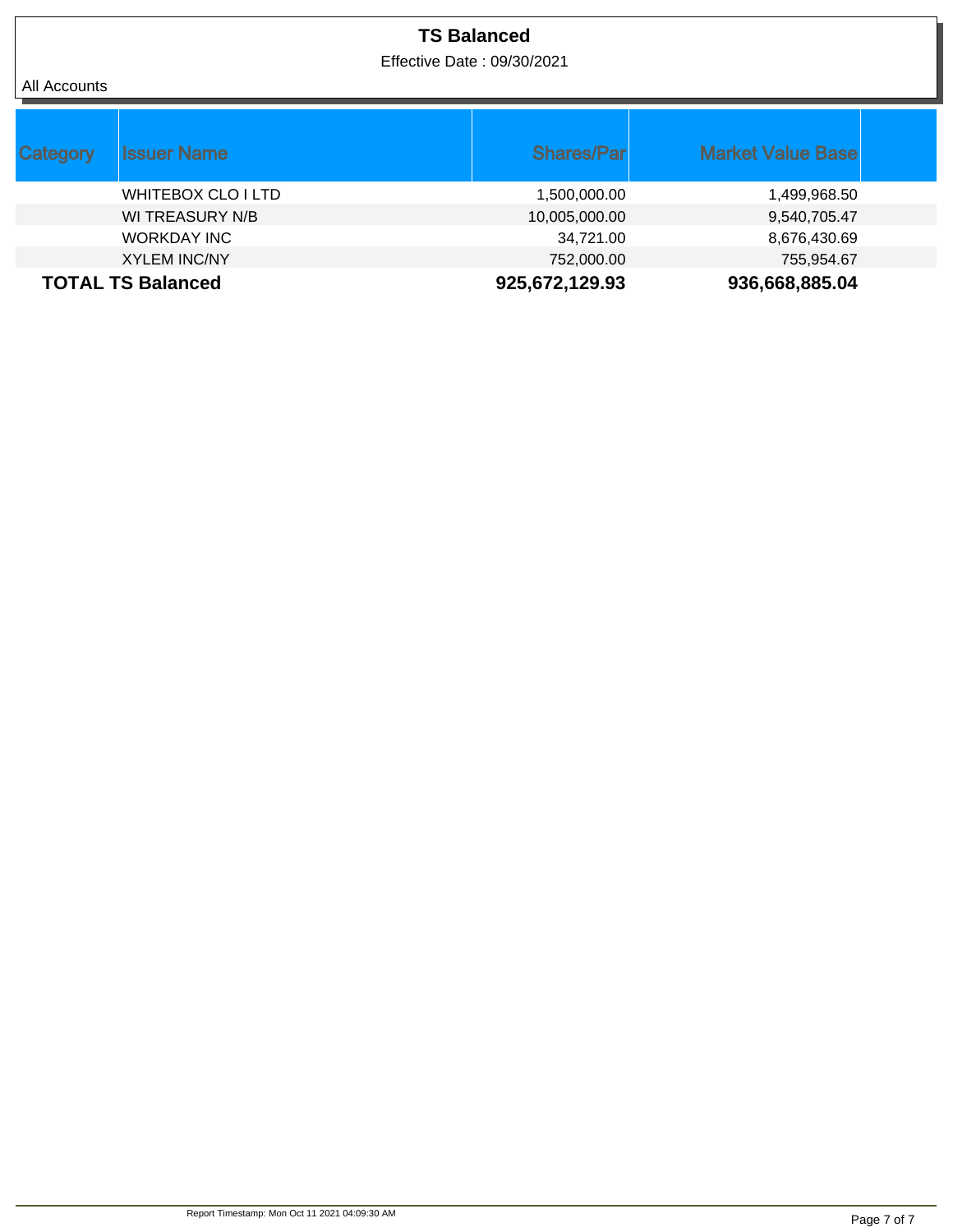# TS Balanced

Effective Date : 09/30/2021

All Accounts

| Category | Issuer Name | Shares/Par | Market Value Base |
|---|---|---|---|
| | WHITEBOX CLO I LTD | 1,500,000.00 | 1,499,968.50 |
| | WI TREASURY N/B | 10,005,000.00 | 9,540,705.47 |
| | WORKDAY INC | 34,721.00 | 8,676,430.69 |
| | XYLEM INC/NY | 752,000.00 | 755,954.67 |
| **TOTAL TS Balanced** | | **925,672,129.93** | **936,668,885.04** |

Report Timestamp: Mon Oct 11 2021 04:09:30 AM